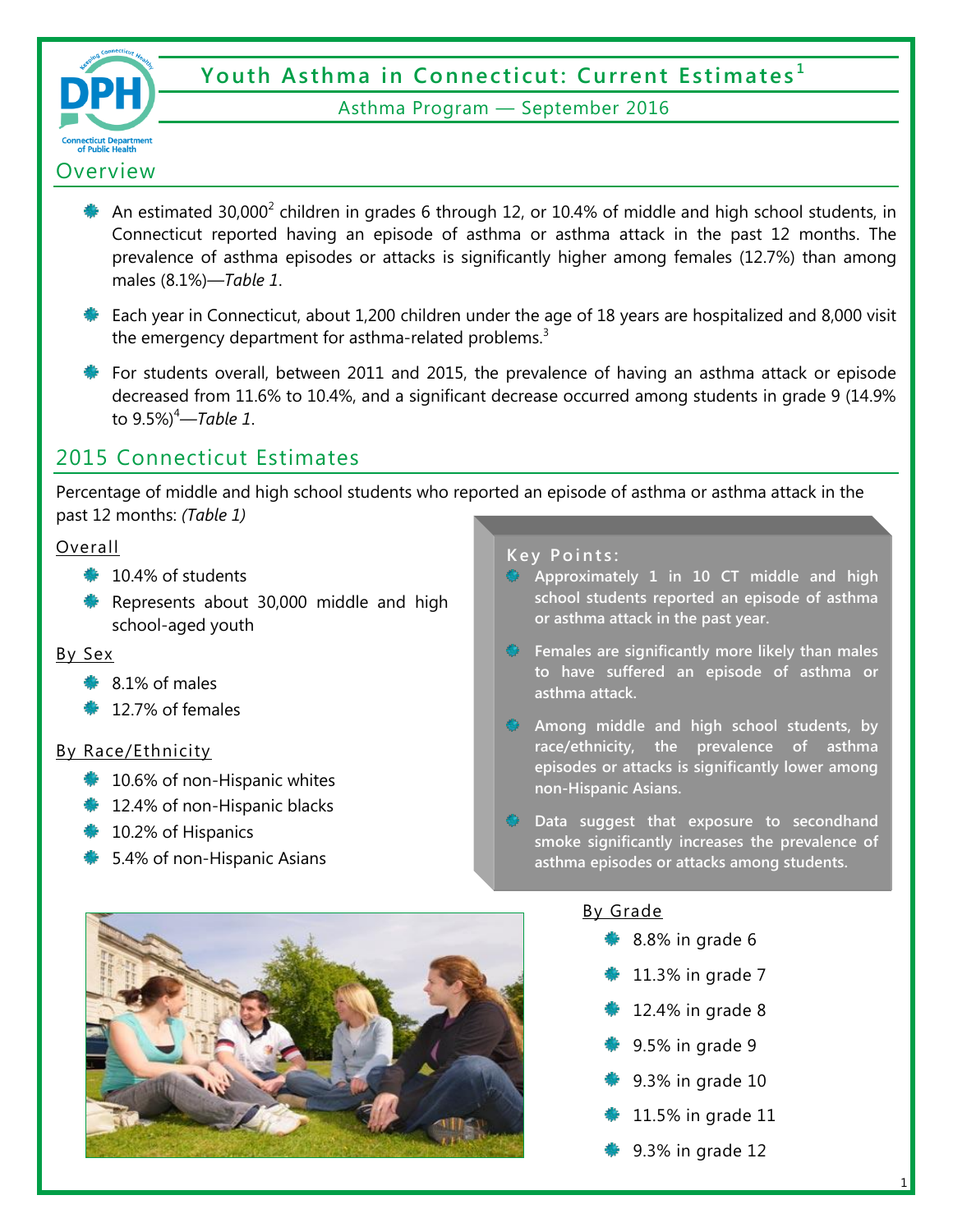# Youth Asthma in Connecticut: Current Estimates[1]

Asthma Program — September 2016

## Overview

- An estimated 30,000[2] children in grades 6 through 12, or 10.4% of middle and high school students, in Connecticut reported having an episode of asthma or asthma attack in the past 12 months. The prevalence of asthma episodes or attacks is significantly higher among females (12.7%) than among males (8.1%)—*Table 1*.
- Each year in Connecticut, about 1,200 children under the age of 18 years are hospitalized and 8,000 visit the emergency department for asthma-related problems.[3]
- For students overall, between 2011 and 2015, the prevalence of having an asthma attack or episode decreased from 11.6% to 10.4%, and a significant decrease occurred among students in grade 9 (14.9% to 9.5%)[4]—*Table 1*.

## 2015 Connecticut Estimates

Percentage of middle and high school students who reported an episode of asthma or asthma attack in the past 12 months: *(Table 1)*

Overall

- 10.4% of students
- Represents about 30,000 middle and high school-aged youth

By Sex

- 8.1% of males
- 12.7% of females

By Race/Ethnicity

- 10.6% of non-Hispanic whites
- 12.4% of non-Hispanic blacks
- 10.2% of Hispanics
- 5.4% of non-Hispanic Asians

**Key Points:**

- **Approximately 1 in 10 CT middle and high school students reported an episode of asthma or asthma attack in the past year.**
- **Females are significantly more likely than males to have suffered an episode of asthma or asthma attack.**
- **Among middle and high school students, by race/ethnicity, the prevalence of asthma episodes or attacks is significantly lower among non-Hispanic Asians.**
- **Data suggest that exposure to secondhand smoke significantly increases the prevalence of asthma episodes or attacks among students.**

By Grade

- 8.8% in grade 6
- 11.3% in grade 7
- 12.4% in grade 8
- 9.5% in grade 9
- 9.3% in grade 10
- 11.5% in grade 11
- 9.3% in grade 12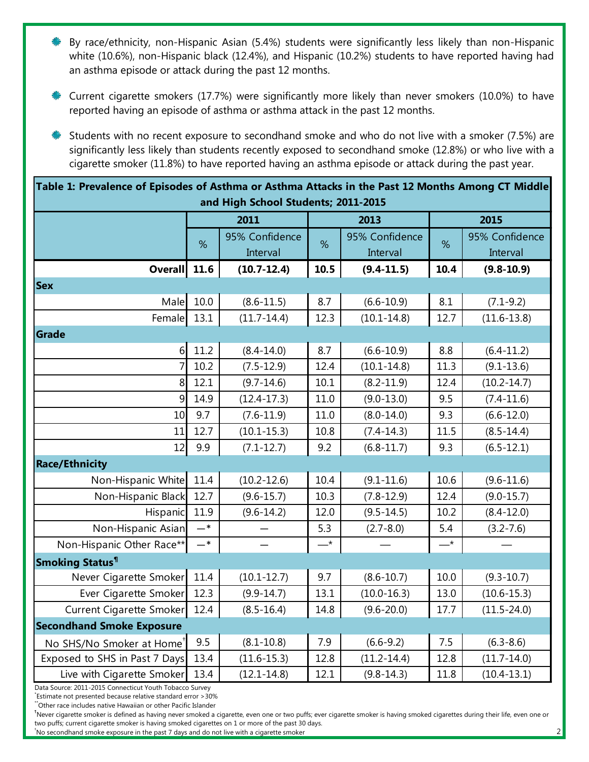- By race/ethnicity, non-Hispanic Asian (5.4%) students were significantly less likely than non-Hispanic white (10.6%), non-Hispanic black (12.4%), and Hispanic (10.2%) students to have reported having had an asthma episode or attack during the past 12 months.
- Current cigarette smokers (17.7%) were significantly more likely than never smokers (10.0%) to have reported having an episode of asthma or asthma attack in the past 12 months.
- Students with no recent exposure to secondhand smoke and who do not live with a smoker (7.5%) are significantly less likely than students recently exposed to secondhand smoke (12.8%) or who live with a cigarette smoker (11.8%) to have reported having an asthma episode or attack during the past year.

**Table 1: Prevalence of Episodes of Asthma or Asthma Attacks in the Past 12 Months Among CT Middle and High School Students; 2011-2015**

| | 2011 | | 2013 | | 2015 | |
|---|---|---|---|---|---|---|
| | % | 95% Confidence Interval | % | 95% Confidence Interval | % | 95% Confidence Interval |
| **Overall** | **11.6** | **(10.7-12.4)** | **10.5** | **(9.4-11.5)** | **10.4** | **(9.8-10.9)** |
| **Sex** | | | | | | |
| Male | 10.0 | (8.6-11.5) | 8.7 | (6.6-10.9) | 8.1 | (7.1-9.2) |
| Female | 13.1 | (11.7-14.4) | 12.3 | (10.1-14.8) | 12.7 | (11.6-13.8) |
| **Grade** | | | | | | |
| 6 | 11.2 | (8.4-14.0) | 8.7 | (6.6-10.9) | 8.8 | (6.4-11.2) |
| 7 | 10.2 | (7.5-12.9) | 12.4 | (10.1-14.8) | 11.3 | (9.1-13.6) |
| 8 | 12.1 | (9.7-14.6) | 10.1 | (8.2-11.9) | 12.4 | (10.2-14.7) |
| 9 | 14.9 | (12.4-17.3) | 11.0 | (9.0-13.0) | 9.5 | (7.4-11.6) |
| 10 | 9.7 | (7.6-11.9) | 11.0 | (8.0-14.0) | 9.3 | (6.6-12.0) |
| 11 | 12.7 | (10.1-15.3) | 10.8 | (7.4-14.3) | 11.5 | (8.5-14.4) |
| 12 | 9.9 | (7.1-12.7) | 9.2 | (6.8-11.7) | 9.3 | (6.5-12.1) |
| **Race/Ethnicity** | | | | | | |
| Non-Hispanic White | 11.4 | (10.2-12.6) | 10.4 | (9.1-11.6) | 10.6 | (9.6-11.6) |
| Non-Hispanic Black | 12.7 | (9.6-15.7) | 10.3 | (7.8-12.9) | 12.4 | (9.0-15.7) |
| Hispanic | 11.9 | (9.6-14.2) | 12.0 | (9.5-14.5) | 10.2 | (8.4-12.0) |
| Non-Hispanic Asian | —* | — | 5.3 | (2.7-8.0) | 5.4 | (3.2-7.6) |
| Non-Hispanic Other Race** | —* | — | —* | — | —* | — |
| **Smoking Status¶** | | | | | | |
| Never Cigarette Smoker | 11.4 | (10.1-12.7) | 9.7 | (8.6-10.7) | 10.0 | (9.3-10.7) |
| Ever Cigarette Smoker | 12.3 | (9.9-14.7) | 13.1 | (10.0-16.3) | 13.0 | (10.6-15.3) |
| Current Cigarette Smoker | 12.4 | (8.5-16.4) | 14.8 | (9.6-20.0) | 17.7 | (11.5-24.0) |
| **Secondhand Smoke Exposure** | | | | | | |
| No SHS/No Smoker at Home† | 9.5 | (8.1-10.8) | 7.9 | (6.6-9.2) | 7.5 | (6.3-8.6) |
| Exposed to SHS in Past 7 Days | 13.4 | (11.6-15.3) | 12.8 | (11.2-14.4) | 12.8 | (11.7-14.0) |
| Live with Cigarette Smoker | 13.4 | (12.1-14.8) | 12.1 | (9.8-14.3) | 11.8 | (10.4-13.1) |

Data Source: 2011-2015 Connecticut Youth Tobacco Survey

*Estimate not presented because relative standard error >30%

**Other race includes native Hawaiian or other Pacific Islander

¶Never cigarette smoker is defined as having never smoked a cigarette, even one or two puffs; ever cigarette smoker is having smoked cigarettes during their life, even one or two puffs; current cigarette smoker is having smoked cigarettes on 1 or more of the past 30 days.

†No secondhand smoke exposure in the past 7 days and do not live with a cigarette smoker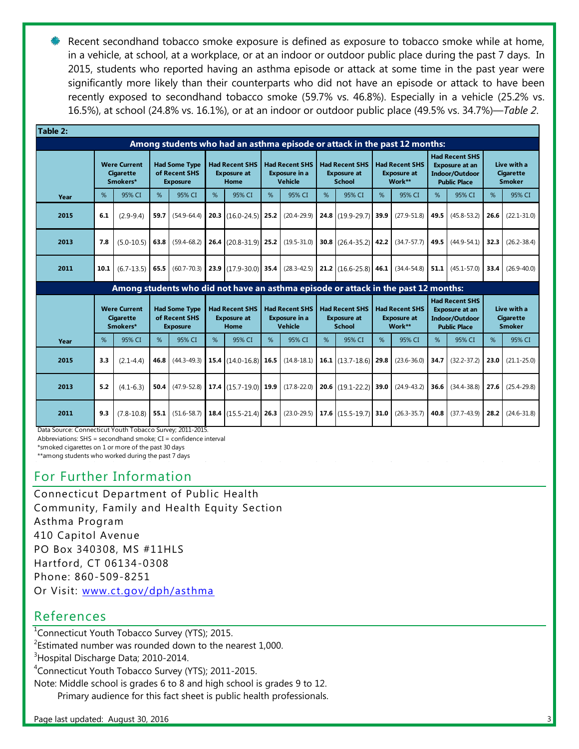- Recent secondhand tobacco smoke exposure is defined as exposure to tobacco smoke while at home, in a vehicle, at school, at a workplace, or at an indoor or outdoor public place during the past 7 days. In 2015, students who reported having an asthma episode or attack at some time in the past year were significantly more likely than their counterparts who did not have an episode or attack to have been recently exposed to secondhand tobacco smoke (59.7% vs. 46.8%). Especially in a vehicle (25.2% vs. 16.5%), at school (24.8% vs. 16.1%), or at an indoor or outdoor public place (49.5% vs. 34.7%)—*Table 2*.

**Table 2:**

| Year | Were Current Cigarette Smokers* | | Had Some Type of Recent SHS Exposure | | Had Recent SHS Exposure at Home | | Had Recent SHS Exposure in a Vehicle | | Had Recent SHS Exposure at School | | Had Recent SHS Exposure at Work** | | Had Recent SHS Exposure at an Indoor/Outdoor Public Place | | Live with a Cigarette Smoker | |
|---|---|---|---|---|---|---|---|---|---|---|---|---|---|---|---|---|
| | % | 95% CI | % | 95% CI | % | 95% CI | % | 95% CI | % | 95% CI | % | 95% CI | % | 95% CI | % | 95% CI |
| **Among students who had an asthma episode or attack in the past 12 months:** | | | | | | | | | | | | | | | | |
| **2015** | **6.1** | (2.9-9.4) | **59.7** | (54.9-64.4) | **20.3** | (16.0-24.5) | **25.2** | (20.4-29.9) | **24.8** | (19.9-29.7) | **39.9** | (27.9-51.8) | **49.5** | (45.8-53.2) | **26.6** | (22.1-31.0) |
| **2013** | **7.8** | (5.0-10.5) | **63.8** | (59.4-68.2) | **26.4** | (20.8-31.9) | **25.2** | (19.5-31.0) | **30.8** | (26.4-35.2) | **42.2** | (34.7-57.7) | **49.5** | (44.9-54.1) | **32.3** | (26.2-38.4) |
| **2011** | **10.1** | (6.7-13.5) | **65.5** | (60.7-70.3) | **23.9** | (17.9-30.0) | **35.4** | (28.3-42.5) | **21.2** | (16.6-25.8) | **46.1** | (34.4-54.8) | **51.1** | (45.1-57.0) | **33.4** | (26.9-40.0) |
| **Among students who did not have an asthma episode or attack in the past 12 months:** | | | | | | | | | | | | | | | | |
| **2015** | **3.3** | (2.1-4.4) | **46.8** | (44.3-49.3) | **15.4** | (14.0-16.8) | **16.5** | (14.8-18.1) | **16.1** | (13.7-18.6) | **29.8** | (23.6-36.0) | **34.7** | (32.2-37.2) | **23.0** | (21.1-25.0) |
| **2013** | **5.2** | (4.1-6.3) | **50.4** | (47.9-52.8) | **17.4** | (15.7-19.0) | **19.9** | (17.8-22.0) | **20.6** | (19.1-22.2) | **39.0** | (24.9-43.2) | **36.6** | (34.4-38.8) | **27.6** | (25.4-29.8) |
| **2011** | **9.3** | (7.8-10.8) | **55.1** | (51.6-58.7) | **18.4** | (15.5-21.4) | **26.3** | (23.0-29.5) | **17.6** | (15.5-19.7) | **31.0** | (26.3-35.7) | **40.8** | (37.7-43.9) | **28.2** | (24.6-31.8) |

Data Source: Connecticut Youth Tobacco Survey; 2011-2015.
Abbreviations: SHS = secondhand smoke; CI = confidence interval
*smoked cigarettes on 1 or more of the past 30 days
**among students who worked during the past 7 days

## For Further Information

Connecticut Department of Public Health
Community, Family and Health Equity Section
Asthma Program
410 Capitol Avenue
PO Box 340308, MS #11HLS
Hartford, CT 06134-0308
Phone: 860-509-8251
Or Visit: www.ct.gov/dph/asthma

## References

[1]Connecticut Youth Tobacco Survey (YTS); 2015.
[2]Estimated number was rounded down to the nearest 1,000.
[3]Hospital Discharge Data; 2010-2014.
[4]Connecticut Youth Tobacco Survey (YTS); 2011-2015.
Note: Middle school is grades 6 to 8 and high school is grades 9 to 12.
Primary audience for this fact sheet is public health professionals.

Page last updated: August 30, 2016